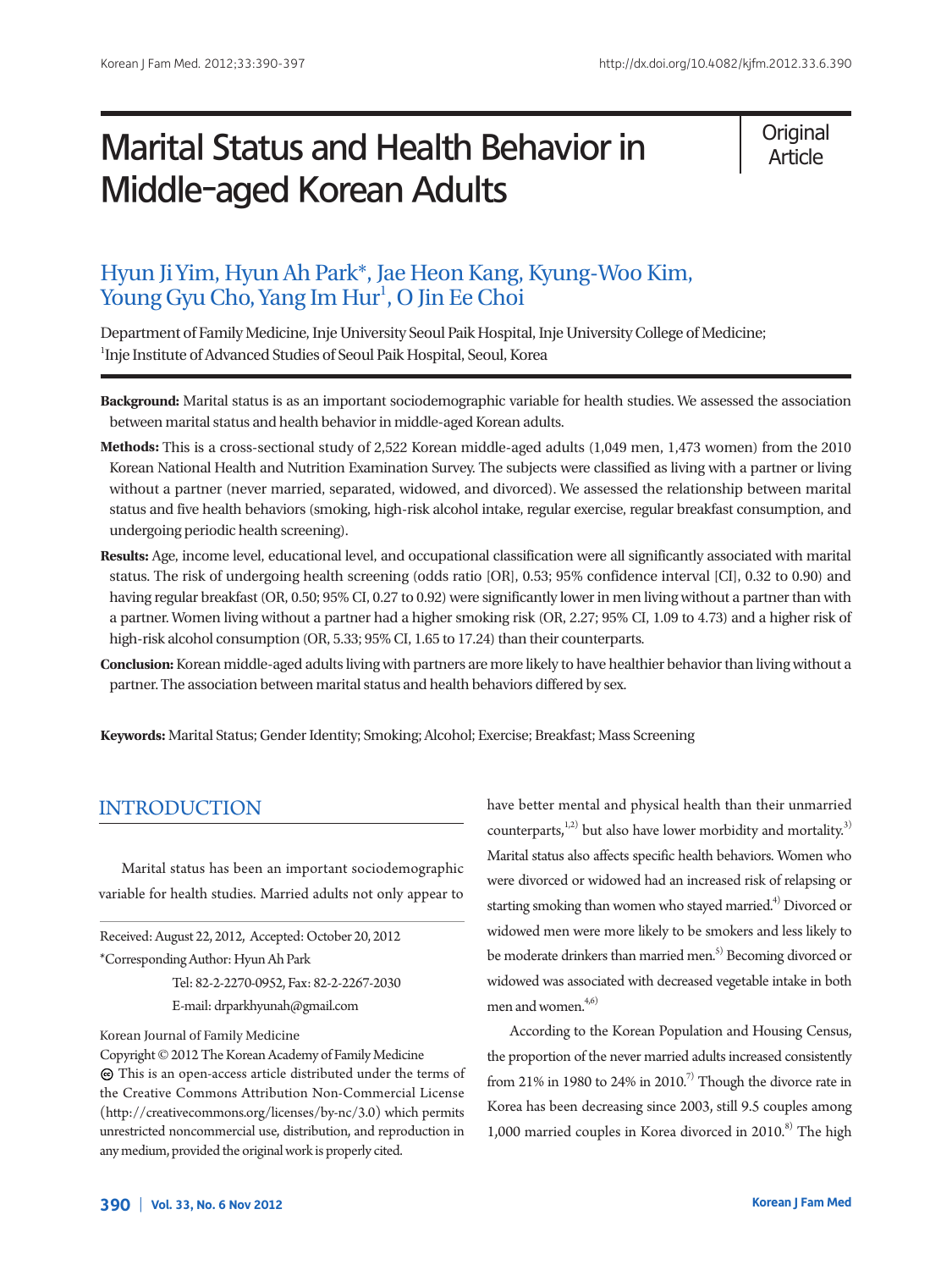Original Article

# Marital Status and Health Behavior in Middle-aged Korean Adults

Hyun Ji Yim, Hyun Ah Park*, Jae Heon Kang, Kyung-Woo Kim, Young Gyu Cho, Yang Im Hur[1], O Jin Ee Choi

Department of Family Medicine, Inje University Seoul Paik Hospital, Inje University College of Medicine; [1]Inje Institute of Advanced Studies of Seoul Paik Hospital, Seoul, Korea

**Background:** Marital status is as an important sociodemographic variable for health studies. We assessed the association between marital status and health behavior in middle-aged Korean adults.

**Methods:** This is a cross-sectional study of 2,522 Korean middle-aged adults (1,049 men, 1,473 women) from the 2010 Korean National Health and Nutrition Examination Survey. The subjects were classified as living with a partner or living without a partner (never married, separated, widowed, and divorced). We assessed the relationship between marital status and five health behaviors (smoking, high-risk alcohol intake, regular exercise, regular breakfast consumption, and undergoing periodic health screening).

**Results:** Age, income level, educational level, and occupational classification were all significantly associated with marital status. The risk of undergoing health screening (odds ratio [OR], 0.53; 95% confidence interval [CI], 0.32 to 0.90) and having regular breakfast (OR, 0.50; 95% CI, 0.27 to 0.92) were significantly lower in men living without a partner than with a partner. Women living without a partner had a higher smoking risk (OR, 2.27; 95% CI, 1.09 to 4.73) and a higher risk of high-risk alcohol consumption (OR, 5.33; 95% CI, 1.65 to 17.24) than their counterparts.

**Conclusion:** Korean middle-aged adults living with partners are more likely to have healthier behavior than living without a partner. The association between marital status and health behaviors differed by sex.

**Keywords:** Marital Status; Gender Identity; Smoking; Alcohol; Exercise; Breakfast; Mass Screening

## INTRODUCTION

Marital status has been an important sociodemographic variable for health studies. Married adults not only appear to have better mental and physical health than their unmarried counterparts,[1,2] but also have lower morbidity and mortality.[3] Marital status also affects specific health behaviors. Women who were divorced or widowed had an increased risk of relapsing or starting smoking than women who stayed married.[4] Divorced or widowed men were more likely to be smokers and less likely to be moderate drinkers than married men.[5] Becoming divorced or widowed was associated with decreased vegetable intake in both men and women.[4,6]

According to the Korean Population and Housing Census, the proportion of the never married adults increased consistently from 21% in 1980 to 24% in 2010.[7] Though the divorce rate in Korea has been decreasing since 2003, still 9.5 couples among 1,000 married couples in Korea divorced in 2010.[8] The high

Received: August 22, 2012, Accepted: October 20, 2012

*Corresponding Author: Hyun Ah Park

Tel: 82-2-2270-0952, Fax: 82-2-2267-2030

E-mail: drparkhyunah@gmail.com

Korean Journal of Family Medicine

Copyright © 2012 The Korean Academy of Family Medicine

This is an open-access article distributed under the terms of the Creative Commons Attribution Non-Commercial License (http://creativecommons.org/licenses/by-nc/3.0) which permits unrestricted noncommercial use, distribution, and reproduction in any medium, provided the original work is properly cited.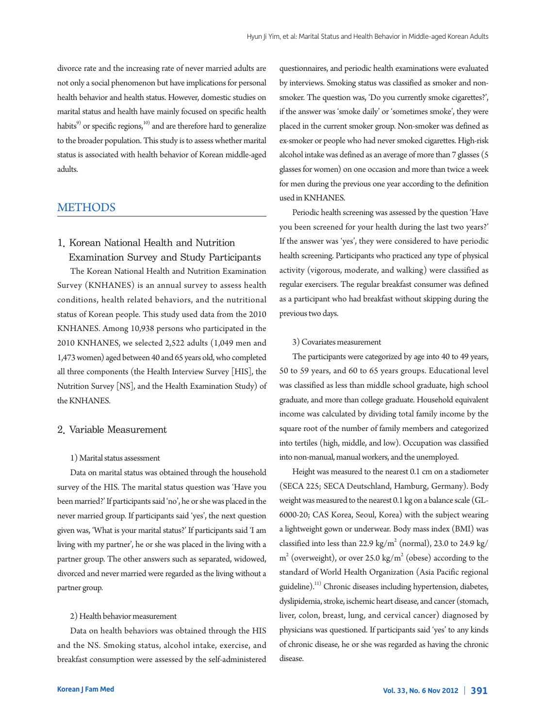divorce rate and the increasing rate of never married adults are not only a social phenomenon but have implications for personal health behavior and health status. However, domestic studies on marital status and health have mainly focused on specific health habits[9] or specific regions,[10] and are therefore hard to generalize to the broader population. This study is to assess whether marital status is associated with health behavior of Korean middle-aged adults.

## METHODS

### 1. Korean National Health and Nutrition Examination Survey and Study Participants

The Korean National Health and Nutrition Examination Survey (KNHANES) is an annual survey to assess health conditions, health related behaviors, and the nutritional status of Korean people. This study used data from the 2010 KNHANES. Among 10,938 persons who participated in the 2010 KNHANES, we selected 2,522 adults (1,049 men and 1,473 women) aged between 40 and 65 years old, who completed all three components (the Health Interview Survey [HIS], the Nutrition Survey [NS], and the Health Examination Study) of the KNHANES.

### 2. Variable Measurement

#### 1) Marital status assessment

Data on marital status was obtained through the household survey of the HIS. The marital status question was 'Have you been married?' If participants said 'no', he or she was placed in the never married group. If participants said 'yes', the next question given was, 'What is your marital status?' If participants said 'I am living with my partner', he or she was placed in the living with a partner group. The other answers such as separated, widowed, divorced and never married were regarded as the living without a partner group.

#### 2) Health behavior measurement

Data on health behaviors was obtained through the HIS and the NS. Smoking status, alcohol intake, exercise, and breakfast consumption were assessed by the self-administered questionnaires, and periodic health examinations were evaluated by interviews. Smoking status was classified as smoker and non-smoker. The question was, 'Do you currently smoke cigarettes?', if the answer was 'smoke daily' or 'sometimes smoke', they were placed in the current smoker group. Non-smoker was defined as ex-smoker or people who had never smoked cigarettes. High-risk alcohol intake was defined as an average of more than 7 glasses (5 glasses for women) on one occasion and more than twice a week for men during the previous one year according to the definition used in KNHANES.

Periodic health screening was assessed by the question 'Have you been screened for your health during the last two years?' If the answer was 'yes', they were considered to have periodic health screening. Participants who practiced any type of physical activity (vigorous, moderate, and walking) were classified as regular exercisers. The regular breakfast consumer was defined as a participant who had breakfast without skipping during the previous two days.

#### 3) Covariates measurement

The participants were categorized by age into 40 to 49 years, 50 to 59 years, and 60 to 65 years groups. Educational level was classified as less than middle school graduate, high school graduate, and more than college graduate. Household equivalent income was calculated by dividing total family income by the square root of the number of family members and categorized into tertiles (high, middle, and low). Occupation was classified into non-manual, manual workers, and the unemployed.

Height was measured to the nearest 0.1 cm on a stadiometer (SECA 225; SECA Deutschland, Hamburg, Germany). Body weight was measured to the nearest 0.1 kg on a balance scale (GL-6000-20; CAS Korea, Seoul, Korea) with the subject wearing a lightweight gown or underwear. Body mass index (BMI) was classified into less than 22.9 $kg/m^2$ (normal), 23.0 to 24.9 $kg/m^2$ (overweight), or over 25.0 $kg/m^2$ (obese) according to the standard of World Health Organization (Asia Pacific regional guideline).[11] Chronic diseases including hypertension, diabetes, dyslipidemia, stroke, ischemic heart disease, and cancer (stomach, liver, colon, breast, lung, and cervical cancer) diagnosed by physicians was questioned. If participants said 'yes' to any kinds of chronic disease, he or she was regarded as having the chronic disease.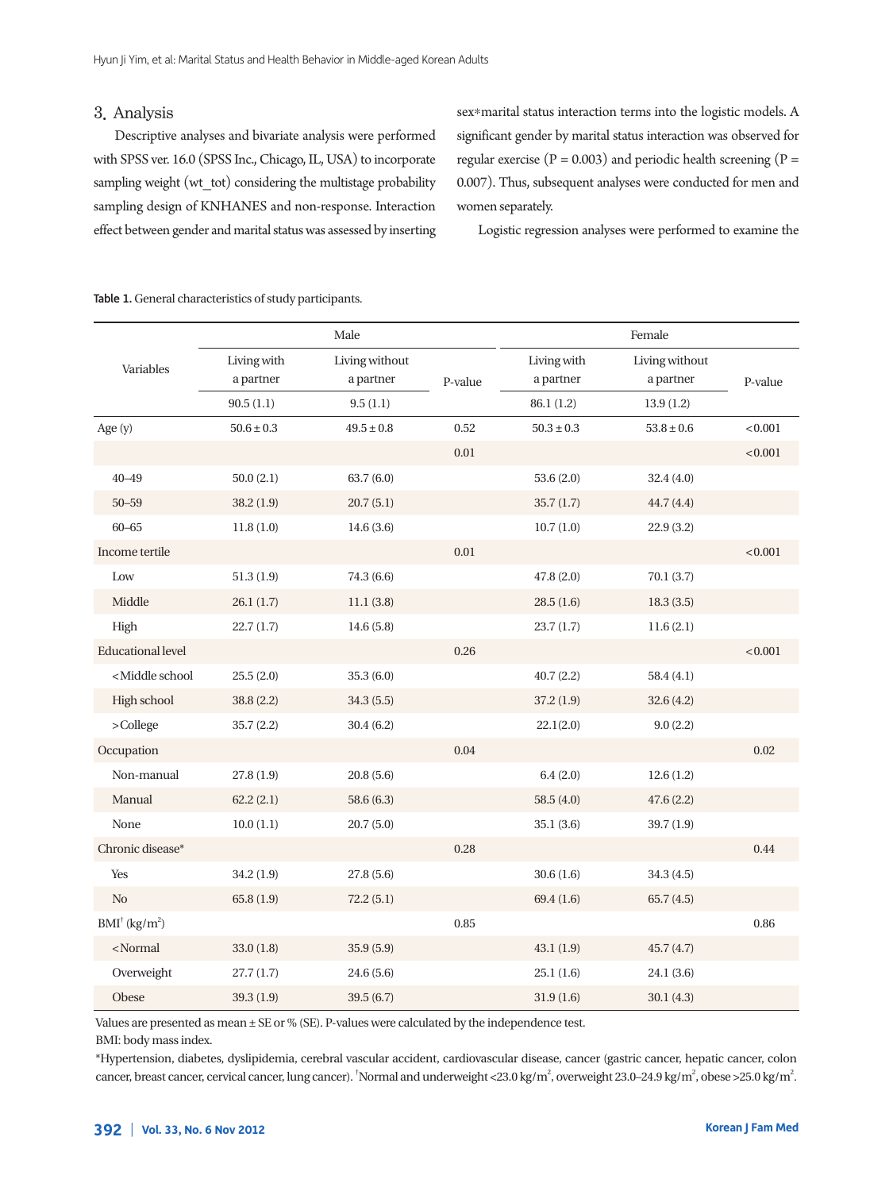### 3. Analysis

Descriptive analyses and bivariate analysis were performed with SPSS ver. 16.0 (SPSS Inc., Chicago, IL, USA) to incorporate sampling weight (wt_tot) considering the multistage probability sampling design of KNHANES and non-response. Interaction effect between gender and marital status was assessed by inserting sex*marital status interaction terms into the logistic models. A significant gender by marital status interaction was observed for regular exercise (P = 0.003) and periodic health screening (P = 0.007). Thus, subsequent analyses were conducted for men and women separately.

Logistic regression analyses were performed to examine the

**Table 1.** General characteristics of study participants.

| Variables | Male | | | Female | | |
|---|---|---|---|---|---|---|
| | Living with a partner | Living without a partner | P-value | Living with a partner | Living without a partner | P-value |
| | 90.5 (1.1) | 9.5 (1.1) | | 86.1 (1.2) | 13.9 (1.2) | |
| Age (y) | 50.6 ± 0.3 | 49.5 ± 0.8 | 0.52 | 50.3 ± 0.3 | 53.8 ± 0.6 | <0.001 |
| | | | 0.01 | | | <0.001 |
| 40–49 | 50.0 (2.1) | 63.7 (6.0) | | 53.6 (2.0) | 32.4 (4.0) | |
| 50–59 | 38.2 (1.9) | 20.7 (5.1) | | 35.7 (1.7) | 44.7 (4.4) | |
| 60–65 | 11.8 (1.0) | 14.6 (3.6) | | 10.7 (1.0) | 22.9 (3.2) | |
| Income tertile | | | 0.01 | | | <0.001 |
| Low | 51.3 (1.9) | 74.3 (6.6) | | 47.8 (2.0) | 70.1 (3.7) | |
| Middle | 26.1 (1.7) | 11.1 (3.8) | | 28.5 (1.6) | 18.3 (3.5) | |
| High | 22.7 (1.7) | 14.6 (5.8) | | 23.7 (1.7) | 11.6 (2.1) | |
| Educational level | | | 0.26 | | | <0.001 |
| <Middle school | 25.5 (2.0) | 35.3 (6.0) | | 40.7 (2.2) | 58.4 (4.1) | |
| High school | 38.8 (2.2) | 34.3 (5.5) | | 37.2 (1.9) | 32.6 (4.2) | |
| >College | 35.7 (2.2) | 30.4 (6.2) | | 22.1(2.0) | 9.0 (2.2) | |
| Occupation | | | 0.04 | | | 0.02 |
| Non-manual | 27.8 (1.9) | 20.8 (5.6) | | 6.4 (2.0) | 12.6 (1.2) | |
| Manual | 62.2 (2.1) | 58.6 (6.3) | | 58.5 (4.0) | 47.6 (2.2) | |
| None | 10.0 (1.1) | 20.7 (5.0) | | 35.1 (3.6) | 39.7 (1.9) | |
| Chronic disease* | | | 0.28 | | | 0.44 |
| Yes | 34.2 (1.9) | 27.8 (5.6) | | 30.6 (1.6) | 34.3 (4.5) | |
| No | 65.8 (1.9) | 72.2 (5.1) | | 69.4 (1.6) | 65.7 (4.5) | |
| BMI† (kg/m²) | | | 0.85 | | | 0.86 |
| <Normal | 33.0 (1.8) | 35.9 (5.9) | | 43.1 (1.9) | 45.7 (4.7) | |
| Overweight | 27.7 (1.7) | 24.6 (5.6) | | 25.1 (1.6) | 24.1 (3.6) | |
| Obese | 39.3 (1.9) | 39.5 (6.7) | | 31.9 (1.6) | 30.1 (4.3) | |

Values are presented as mean ± SE or % (SE). P-values were calculated by the independence test.

BMI: body mass index.

*Hypertension, diabetes, dyslipidemia, cerebral vascular accident, cardiovascular disease, cancer (gastric cancer, hepatic cancer, colon cancer, breast cancer, cervical cancer, lung cancer). †Normal and underweight <23.0 kg/m², overweight 23.0–24.9 kg/m², obese >25.0 kg/m².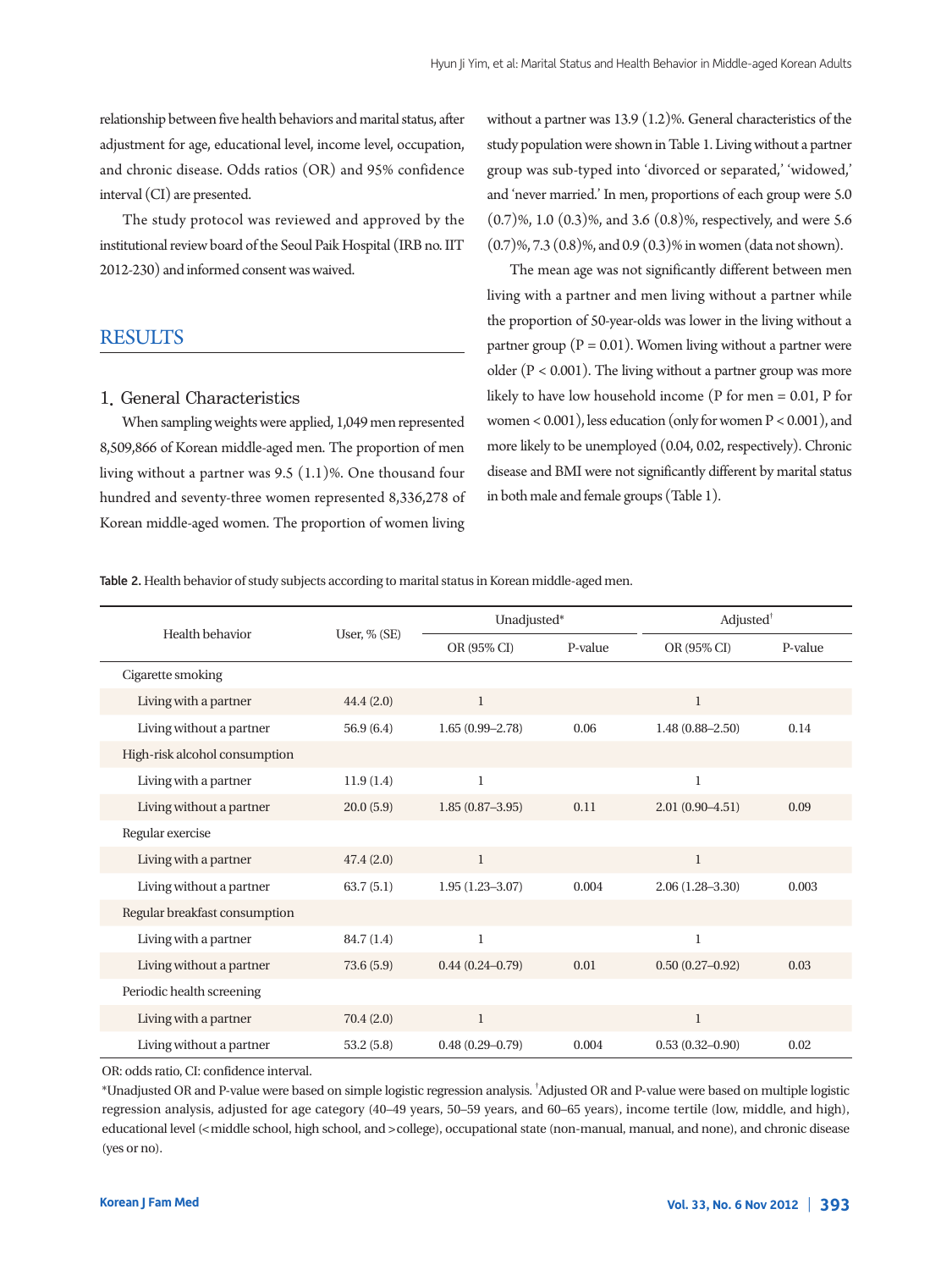relationship between five health behaviors and marital status, after adjustment for age, educational level, income level, occupation, and chronic disease. Odds ratios (OR) and 95% confidence interval (CI) are presented.

The study protocol was reviewed and approved by the institutional review board of the Seoul Paik Hospital (IRB no. IIT 2012-230) and informed consent was waived.

## RESULTS

### 1. General Characteristics

When sampling weights were applied, 1,049 men represented 8,509,866 of Korean middle-aged men. The proportion of men living without a partner was 9.5 (1.1)%. One thousand four hundred and seventy-three women represented 8,336,278 of Korean middle-aged women. The proportion of women living without a partner was 13.9 (1.2)%. General characteristics of the study population were shown in Table 1. Living without a partner group was sub-typed into 'divorced or separated,' 'widowed,' and 'never married.' In men, proportions of each group were 5.0 (0.7)%, 1.0 (0.3)%, and 3.6 (0.8)%, respectively, and were 5.6 (0.7)%, 7.3 (0.8)%, and 0.9 (0.3)% in women (data not shown).

The mean age was not significantly different between men living with a partner and men living without a partner while the proportion of 50-year-olds was lower in the living without a partner group (P = 0.01). Women living without a partner were older (P < 0.001). The living without a partner group was more likely to have low household income (P for men = 0.01, P for women < 0.001), less education (only for women P < 0.001), and more likely to be unemployed (0.04, 0.02, respectively). Chronic disease and BMI were not significantly different by marital status in both male and female groups (Table 1).

**Table 2.** Health behavior of study subjects according to marital status in Korean middle-aged men.

| Health behavior | User, % (SE) | Unadjusted* | | Adjusted† | |
|---|---|---|---|---|---|
| | | OR (95% CI) | P-value | OR (95% CI) | P-value |
| Cigarette smoking | | | | | |
| Living with a partner | 44.4 (2.0) | 1 | | 1 | |
| Living without a partner | 56.9 (6.4) | 1.65 (0.99–2.78) | 0.06 | 1.48 (0.88–2.50) | 0.14 |
| High-risk alcohol consumption | | | | | |
| Living with a partner | 11.9 (1.4) | 1 | | 1 | |
| Living without a partner | 20.0 (5.9) | 1.85 (0.87–3.95) | 0.11 | 2.01 (0.90–4.51) | 0.09 |
| Regular exercise | | | | | |
| Living with a partner | 47.4 (2.0) | 1 | | 1 | |
| Living without a partner | 63.7 (5.1) | 1.95 (1.23–3.07) | 0.004 | 2.06 (1.28–3.30) | 0.003 |
| Regular breakfast consumption | | | | | |
| Living with a partner | 84.7 (1.4) | 1 | | 1 | |
| Living without a partner | 73.6 (5.9) | 0.44 (0.24–0.79) | 0.01 | 0.50 (0.27–0.92) | 0.03 |
| Periodic health screening | | | | | |
| Living with a partner | 70.4 (2.0) | 1 | | 1 | |
| Living without a partner | 53.2 (5.8) | 0.48 (0.29–0.79) | 0.004 | 0.53 (0.32–0.90) | 0.02 |

OR: odds ratio, CI: confidence interval.

*Unadjusted OR and P-value were based on simple logistic regression analysis. †Adjusted OR and P-value were based on multiple logistic regression analysis, adjusted for age category (40–49 years, 50–59 years, and 60–65 years), income tertile (low, middle, and high), educational level (<middle school, high school, and >college), occupational state (non-manual, manual, and none), and chronic disease (yes or no).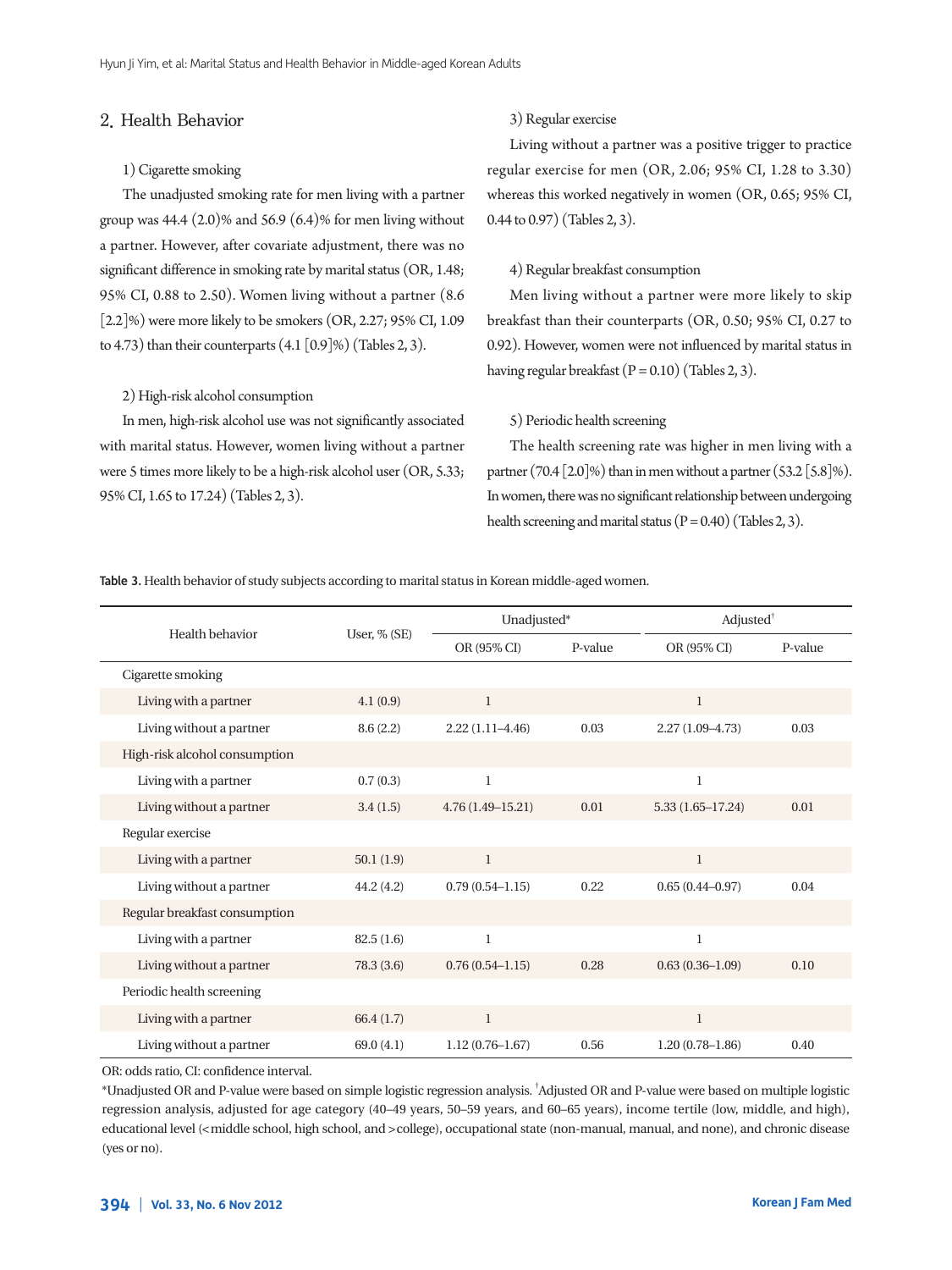## 2. Health Behavior

### 1) Cigarette smoking

The unadjusted smoking rate for men living with a partner group was 44.4 (2.0)% and 56.9 (6.4)% for men living without a partner. However, after covariate adjustment, there was no significant difference in smoking rate by marital status (OR, 1.48; 95% CI, 0.88 to 2.50). Women living without a partner (8.6 [2.2]%) were more likely to be smokers (OR, 2.27; 95% CI, 1.09 to 4.73) than their counterparts (4.1 [0.9]%) (Tables 2, 3).

### 2) High-risk alcohol consumption

In men, high-risk alcohol use was not significantly associated with marital status. However, women living without a partner were 5 times more likely to be a high-risk alcohol user (OR, 5.33; 95% CI, 1.65 to 17.24) (Tables 2, 3).

### 3) Regular exercise

Living without a partner was a positive trigger to practice regular exercise for men (OR, 2.06; 95% CI, 1.28 to 3.30) whereas this worked negatively in women (OR, 0.65; 95% CI, 0.44 to 0.97) (Tables 2, 3).

### 4) Regular breakfast consumption

Men living without a partner were more likely to skip breakfast than their counterparts (OR, 0.50; 95% CI, 0.27 to 0.92). However, women were not influenced by marital status in having regular breakfast (P = 0.10) (Tables 2, 3).

### 5) Periodic health screening

The health screening rate was higher in men living with a partner (70.4 [2.0]%) than in men without a partner (53.2 [5.8]%). In women, there was no significant relationship between undergoing health screening and marital status (P = 0.40) (Tables 2, 3).

**Table 3.** Health behavior of study subjects according to marital status in Korean middle-aged women.

| Health behavior | User, % (SE) | Unadjusted* | | Adjusted† | |
|---|---|---|---|---|---|
| | | OR (95% CI) | P-value | OR (95% CI) | P-value |
| Cigarette smoking | | | | | |
| Living with a partner | 4.1 (0.9) | 1 | | 1 | |
| Living without a partner | 8.6 (2.2) | 2.22 (1.11–4.46) | 0.03 | 2.27 (1.09–4.73) | 0.03 |
| High-risk alcohol consumption | | | | | |
| Living with a partner | 0.7 (0.3) | 1 | | 1 | |
| Living without a partner | 3.4 (1.5) | 4.76 (1.49–15.21) | 0.01 | 5.33 (1.65–17.24) | 0.01 |
| Regular exercise | | | | | |
| Living with a partner | 50.1 (1.9) | 1 | | 1 | |
| Living without a partner | 44.2 (4.2) | 0.79 (0.54–1.15) | 0.22 | 0.65 (0.44–0.97) | 0.04 |
| Regular breakfast consumption | | | | | |
| Living with a partner | 82.5 (1.6) | 1 | | 1 | |
| Living without a partner | 78.3 (3.6) | 0.76 (0.54–1.15) | 0.28 | 0.63 (0.36–1.09) | 0.10 |
| Periodic health screening | | | | | |
| Living with a partner | 66.4 (1.7) | 1 | | 1 | |
| Living without a partner | 69.0 (4.1) | 1.12 (0.76–1.67) | 0.56 | 1.20 (0.78–1.86) | 0.40 |

OR: odds ratio, CI: confidence interval.

*Unadjusted OR and P-value were based on simple logistic regression analysis. †Adjusted OR and P-value were based on multiple logistic regression analysis, adjusted for age category (40–49 years, 50–59 years, and 60–65 years), income tertile (low, middle, and high), educational level (<middle school, high school, and >college), occupational state (non-manual, manual, and none), and chronic disease (yes or no).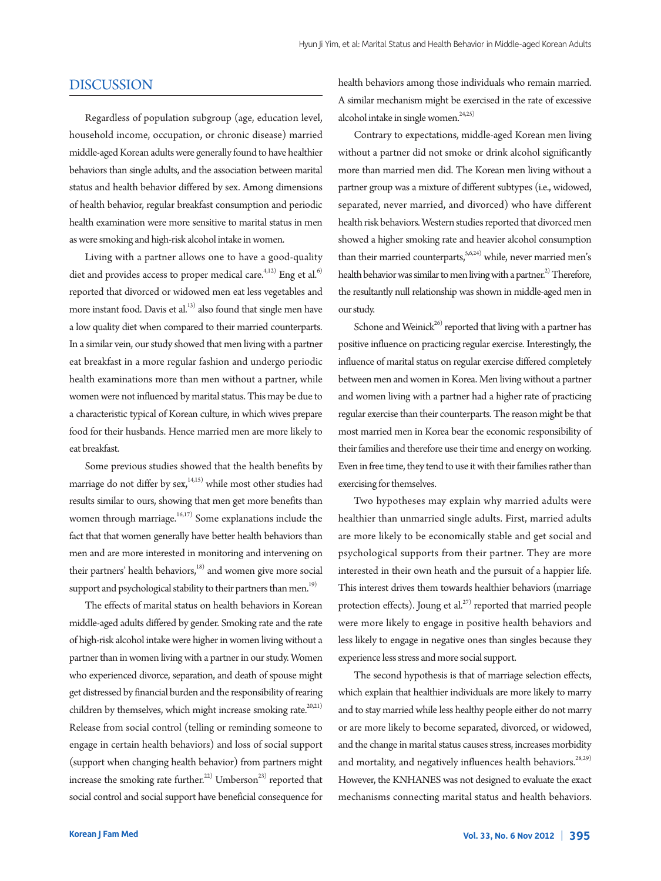## DISCUSSION

Regardless of population subgroup (age, education level, household income, occupation, or chronic disease) married middle-aged Korean adults were generally found to have healthier behaviors than single adults, and the association between marital status and health behavior differed by sex. Among dimensions of health behavior, regular breakfast consumption and periodic health examination were more sensitive to marital status in men as were smoking and high-risk alcohol intake in women.

Living with a partner allows one to have a good-quality diet and provides access to proper medical care.[4,12] Eng et al.[6] reported that divorced or widowed men eat less vegetables and more instant food. Davis et al.[13] also found that single men have a low quality diet when compared to their married counterparts. In a similar vein, our study showed that men living with a partner eat breakfast in a more regular fashion and undergo periodic health examinations more than men without a partner, while women were not influenced by marital status. This may be due to a characteristic typical of Korean culture, in which wives prepare food for their husbands. Hence married men are more likely to eat breakfast.

Some previous studies showed that the health benefits by marriage do not differ by sex,[14,15] while most other studies had results similar to ours, showing that men get more benefits than women through marriage.[16,17] Some explanations include the fact that that women generally have better health behaviors than men and are more interested in monitoring and intervening on their partners' health behaviors,[18] and women give more social support and psychological stability to their partners than men.[19]

The effects of marital status on health behaviors in Korean middle-aged adults differed by gender. Smoking rate and the rate of high-risk alcohol intake were higher in women living without a partner than in women living with a partner in our study. Women who experienced divorce, separation, and death of spouse might get distressed by financial burden and the responsibility of rearing children by themselves, which might increase smoking rate.[20,21] Release from social control (telling or reminding someone to engage in certain health behaviors) and loss of social support (support when changing health behavior) from partners might increase the smoking rate further.[22] Umberson[23] reported that social control and social support have beneficial consequence for health behaviors among those individuals who remain married. A similar mechanism might be exercised in the rate of excessive alcohol intake in single women.[24,25]

Contrary to expectations, middle-aged Korean men living without a partner did not smoke or drink alcohol significantly more than married men did. The Korean men living without a partner group was a mixture of different subtypes (i.e., widowed, separated, never married, and divorced) who have different health risk behaviors. Western studies reported that divorced men showed a higher smoking rate and heavier alcohol consumption than their married counterparts,[5,6,24] while, never married men's health behavior was similar to men living with a partner.[2] Therefore, the resultantly null relationship was shown in middle-aged men in our study.

Schone and Weinick[26] reported that living with a partner has positive influence on practicing regular exercise. Interestingly, the influence of marital status on regular exercise differed completely between men and women in Korea. Men living without a partner and women living with a partner had a higher rate of practicing regular exercise than their counterparts. The reason might be that most married men in Korea bear the economic responsibility of their families and therefore use their time and energy on working. Even in free time, they tend to use it with their families rather than exercising for themselves.

Two hypotheses may explain why married adults were healthier than unmarried single adults. First, married adults are more likely to be economically stable and get social and psychological supports from their partner. They are more interested in their own heath and the pursuit of a happier life. This interest drives them towards healthier behaviors (marriage protection effects). Joung et al.[27] reported that married people were more likely to engage in positive health behaviors and less likely to engage in negative ones than singles because they experience less stress and more social support.

The second hypothesis is that of marriage selection effects, which explain that healthier individuals are more likely to marry and to stay married while less healthy people either do not marry or are more likely to become separated, divorced, or widowed, and the change in marital status causes stress, increases morbidity and mortality, and negatively influences health behaviors.[28,29] However, the KNHANES was not designed to evaluate the exact mechanisms connecting marital status and health behaviors.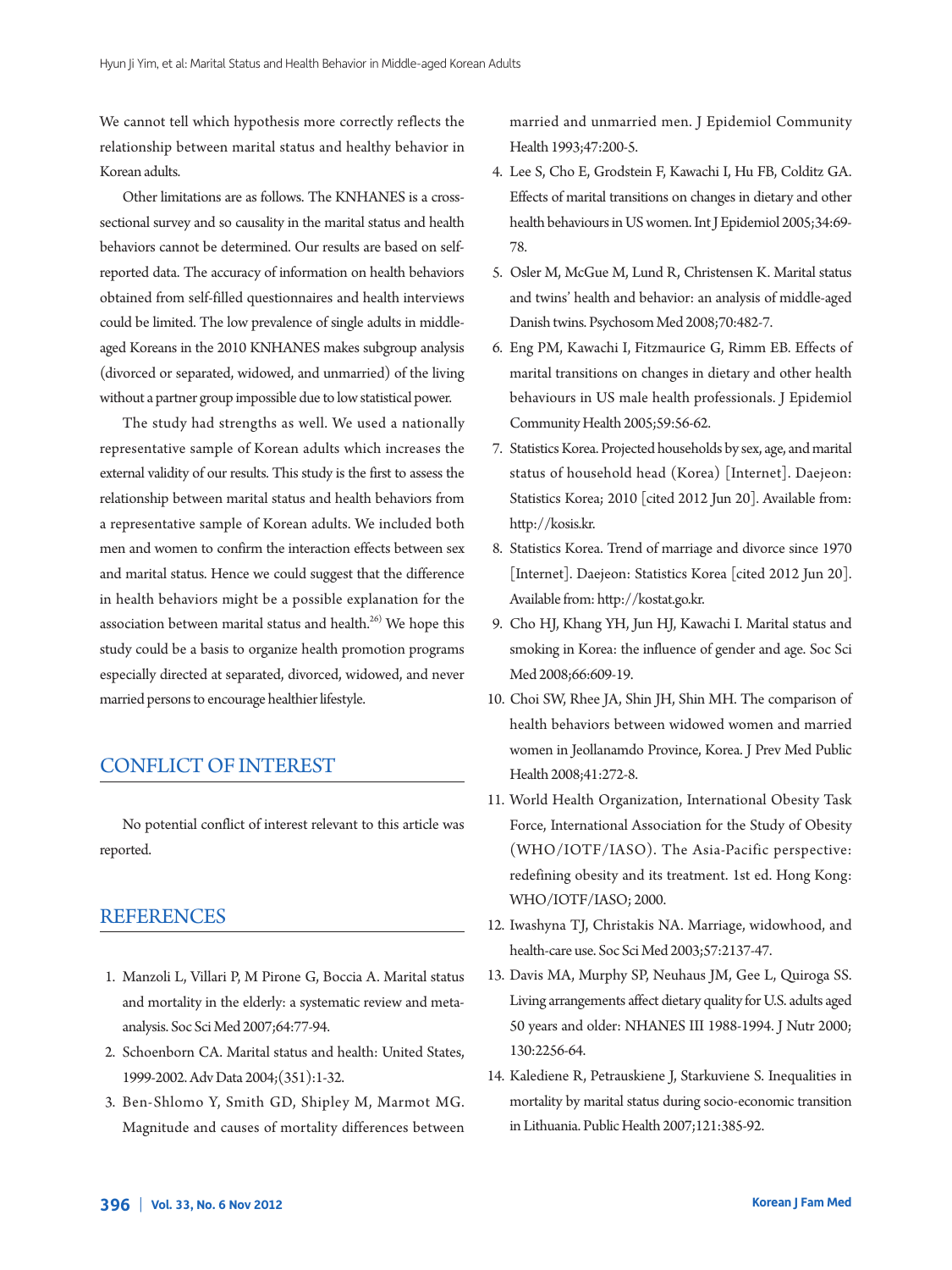We cannot tell which hypothesis more correctly reflects the relationship between marital status and healthy behavior in Korean adults.

Other limitations are as follows. The KNHANES is a cross-sectional survey and so causality in the marital status and health behaviors cannot be determined. Our results are based on self-reported data. The accuracy of information on health behaviors obtained from self-filled questionnaires and health interviews could be limited. The low prevalence of single adults in middle-aged Koreans in the 2010 KNHANES makes subgroup analysis (divorced or separated, widowed, and unmarried) of the living without a partner group impossible due to low statistical power.

The study had strengths as well. We used a nationally representative sample of Korean adults which increases the external validity of our results. This study is the first to assess the relationship between marital status and health behaviors from a representative sample of Korean adults. We included both men and women to confirm the interaction effects between sex and marital status. Hence we could suggest that the difference in health behaviors might be a possible explanation for the association between marital status and health.[26] We hope this study could be a basis to organize health promotion programs especially directed at separated, divorced, widowed, and never married persons to encourage healthier lifestyle.

## CONFLICT OF INTEREST

No potential conflict of interest relevant to this article was reported.

## REFERENCES

1. Manzoli L, Villari P, M Pirone G, Boccia A. Marital status and mortality in the elderly: a systematic review and meta-analysis. Soc Sci Med 2007;64:77-94.
2. Schoenborn CA. Marital status and health: United States, 1999-2002. Adv Data 2004;(351):1-32.
3. Ben-Shlomo Y, Smith GD, Shipley M, Marmot MG. Magnitude and causes of mortality differences between married and unmarried men. J Epidemiol Community Health 1993;47:200-5.
4. Lee S, Cho E, Grodstein F, Kawachi I, Hu FB, Colditz GA. Effects of marital transitions on changes in dietary and other health behaviours in US women. Int J Epidemiol 2005;34:69-78.
5. Osler M, McGue M, Lund R, Christensen K. Marital status and twins' health and behavior: an analysis of middle-aged Danish twins. Psychosom Med 2008;70:482-7.
6. Eng PM, Kawachi I, Fitzmaurice G, Rimm EB. Effects of marital transitions on changes in dietary and other health behaviours in US male health professionals. J Epidemiol Community Health 2005;59:56-62.
7. Statistics Korea. Projected households by sex, age, and marital status of household head (Korea) [Internet]. Daejeon: Statistics Korea; 2010 [cited 2012 Jun 20]. Available from: http://kosis.kr.
8. Statistics Korea. Trend of marriage and divorce since 1970 [Internet]. Daejeon: Statistics Korea [cited 2012 Jun 20]. Available from: http://kostat.go.kr.
9. Cho HJ, Khang YH, Jun HJ, Kawachi I. Marital status and smoking in Korea: the influence of gender and age. Soc Sci Med 2008;66:609-19.
10. Choi SW, Rhee JA, Shin JH, Shin MH. The comparison of health behaviors between widowed women and married women in Jeollanamdo Province, Korea. J Prev Med Public Health 2008;41:272-8.
11. World Health Organization, International Obesity Task Force, International Association for the Study of Obesity (WHO/IOTF/IASO). The Asia-Pacific perspective: redefining obesity and its treatment. 1st ed. Hong Kong: WHO/IOTF/IASO; 2000.
12. Iwashyna TJ, Christakis NA. Marriage, widowhood, and health-care use. Soc Sci Med 2003;57:2137-47.
13. Davis MA, Murphy SP, Neuhaus JM, Gee L, Quiroga SS. Living arrangements affect dietary quality for U.S. adults aged 50 years and older: NHANES III 1988-1994. J Nutr 2000; 130:2256-64.
14. Kalediene R, Petrauskiene J, Starkuviene S. Inequalities in mortality by marital status during socio-economic transition in Lithuania. Public Health 2007;121:385-92.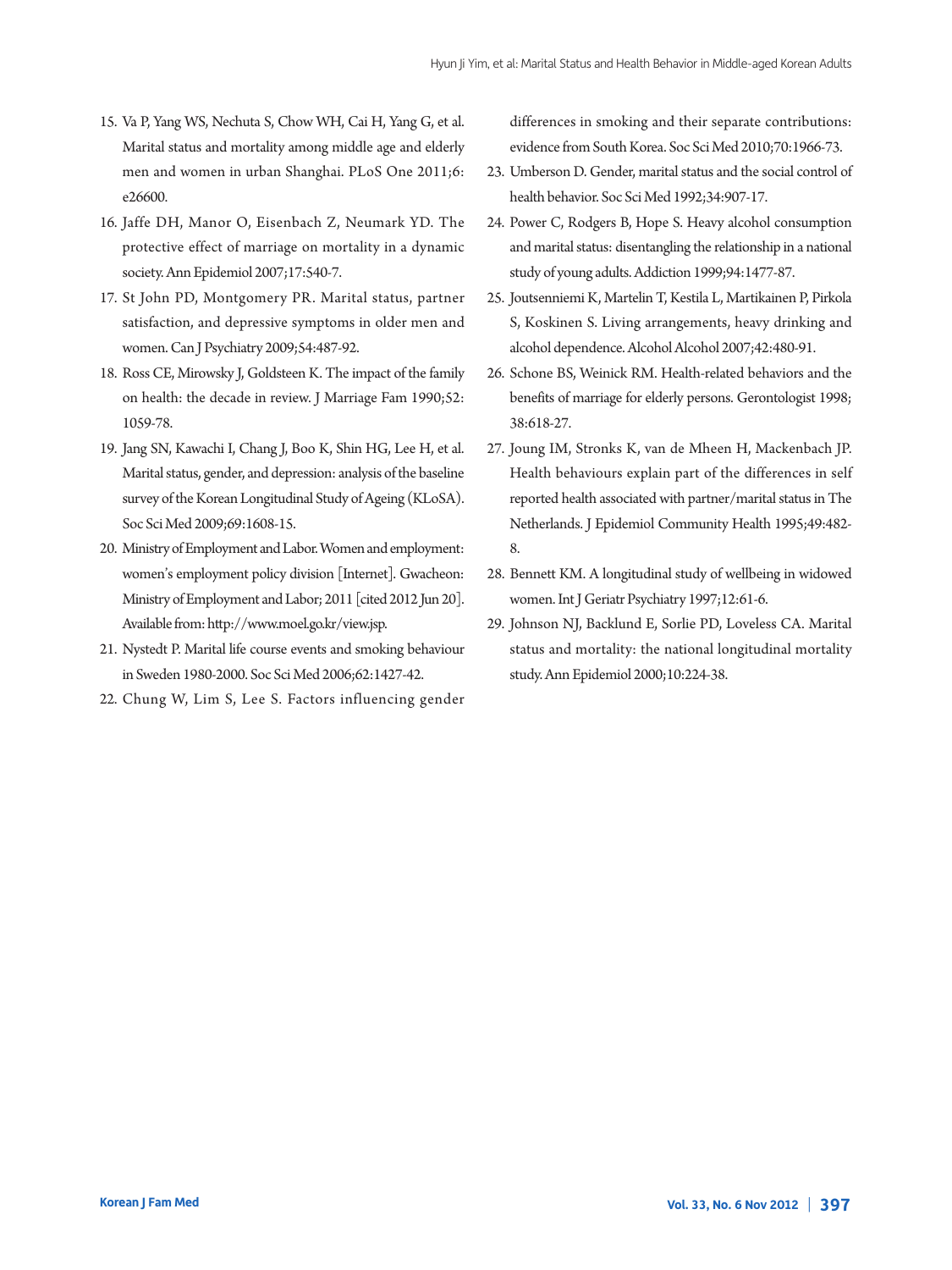15. Va P, Yang WS, Nechuta S, Chow WH, Cai H, Yang G, et al. Marital status and mortality among middle age and elderly men and women in urban Shanghai. PLoS One 2011;6:e26600.
16. Jaffe DH, Manor O, Eisenbach Z, Neumark YD. The protective effect of marriage on mortality in a dynamic society. Ann Epidemiol 2007;17:540-7.
17. St John PD, Montgomery PR. Marital status, partner satisfaction, and depressive symptoms in older men and women. Can J Psychiatry 2009;54:487-92.
18. Ross CE, Mirowsky J, Goldsteen K. The impact of the family on health: the decade in review. J Marriage Fam 1990;52:1059-78.
19. Jang SN, Kawachi I, Chang J, Boo K, Shin HG, Lee H, et al. Marital status, gender, and depression: analysis of the baseline survey of the Korean Longitudinal Study of Ageing (KLoSA). Soc Sci Med 2009;69:1608-15.
20. Ministry of Employment and Labor. Women and employment: women's employment policy division [Internet]. Gwacheon: Ministry of Employment and Labor; 2011 [cited 2012 Jun 20]. Available from: http://www.moel.go.kr/view.jsp.
21. Nystedt P. Marital life course events and smoking behaviour in Sweden 1980-2000. Soc Sci Med 2006;62:1427-42.
22. Chung W, Lim S, Lee S. Factors influencing gender differences in smoking and their separate contributions: evidence from South Korea. Soc Sci Med 2010;70:1966-73.
23. Umberson D. Gender, marital status and the social control of health behavior. Soc Sci Med 1992;34:907-17.
24. Power C, Rodgers B, Hope S. Heavy alcohol consumption and marital status: disentangling the relationship in a national study of young adults. Addiction 1999;94:1477-87.
25. Joutsenniemi K, Martelin T, Kestila L, Martikainen P, Pirkola S, Koskinen S. Living arrangements, heavy drinking and alcohol dependence. Alcohol Alcohol 2007;42:480-91.
26. Schone BS, Weinick RM. Health-related behaviors and the benefits of marriage for elderly persons. Gerontologist 1998;38:618-27.
27. Joung IM, Stronks K, van de Mheen H, Mackenbach JP. Health behaviours explain part of the differences in self reported health associated with partner/marital status in The Netherlands. J Epidemiol Community Health 1995;49:482-8.
28. Bennett KM. A longitudinal study of wellbeing in widowed women. Int J Geriatr Psychiatry 1997;12:61-6.
29. Johnson NJ, Backlund E, Sorlie PD, Loveless CA. Marital status and mortality: the national longitudinal mortality study. Ann Epidemiol 2000;10:224-38.